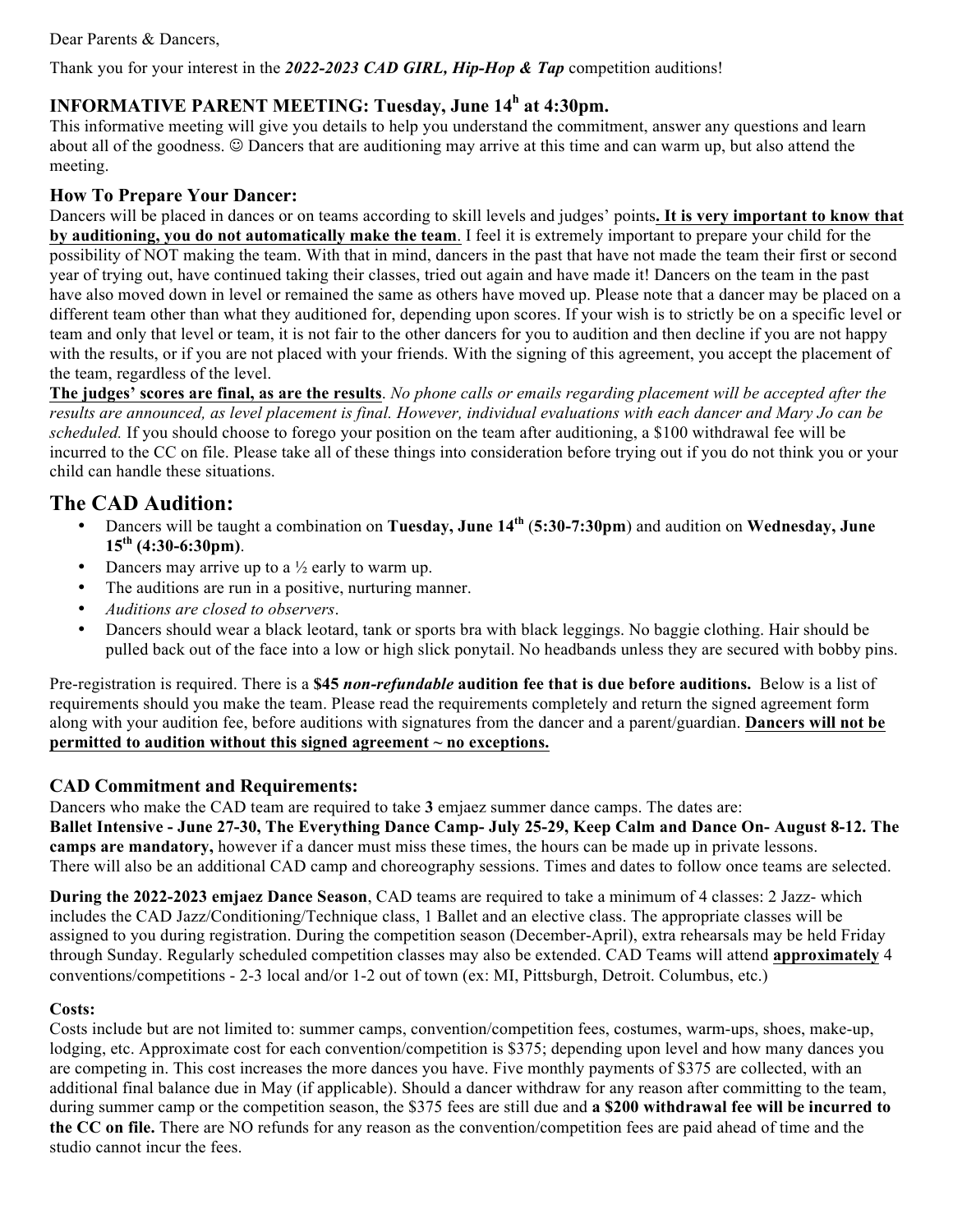Dear Parents & Dancers,

Thank you for your interest in the ***2022-2023 CAD GIRL, Hip-Hop & Tap*** competition auditions!

### INFORMATIVE PARENT MEETING: Tuesday, June 14h at 4:30pm.

This informative meeting will give you details to help you understand the commitment, answer any questions and learn about all of the goodness. ☺ Dancers that are auditioning may arrive at this time and can warm up, but also attend the meeting.

### How To Prepare Your Dancer:

Dancers will be placed in dances or on teams according to skill levels and judges' points**. It is very important to know that by auditioning, you do not automatically make the team**. I feel it is extremely important to prepare your child for the possibility of NOT making the team. With that in mind, dancers in the past that have not made the team their first or second year of trying out, have continued taking their classes, tried out again and have made it! Dancers on the team in the past have also moved down in level or remained the same as others have moved up. Please note that a dancer may be placed on a different team other than what they auditioned for, depending upon scores. If your wish is to strictly be on a specific level or team and only that level or team, it is not fair to the other dancers for you to audition and then decline if you are not happy with the results, or if you are not placed with your friends. With the signing of this agreement, you accept the placement of the team, regardless of the level.

**The judges' scores are final, as are the results**. *No phone calls or emails regarding placement will be accepted after the results are announced, as level placement is final. However, individual evaluations with each dancer and Mary Jo can be scheduled.* If you should choose to forego your position on the team after auditioning, a $100 withdrawal fee will be incurred to the CC on file. Please take all of these things into consideration before trying out if you do not think you or your child can handle these situations.

## The CAD Audition:

- Dancers will be taught a combination on **Tuesday, June 14th** (**5:30-7:30pm**) and audition on **Wednesday, June 15th (4:30-6:30pm)**.
- Dancers may arrive up to a ½ early to warm up.
- The auditions are run in a positive, nurturing manner.
- *Auditions are closed to observers*.
- Dancers should wear a black leotard, tank or sports bra with black leggings. No baggie clothing. Hair should be pulled back out of the face into a low or high slick ponytail. No headbands unless they are secured with bobby pins.

Pre-registration is required. There is a **$45 *non-refundable* audition fee that is due before auditions.** Below is a list of requirements should you make the team. Please read the requirements completely and return the signed agreement form along with your audition fee, before auditions with signatures from the dancer and a parent/guardian. **Dancers will not be permitted to audition without this signed agreement ~ no exceptions.**

### CAD Commitment and Requirements:

Dancers who make the CAD team are required to take **3** emjaez summer dance camps. The dates are:
**Ballet Intensive - June 27-30, The Everything Dance Camp- July 25-29, Keep Calm and Dance On- August 8-12. The camps are mandatory,** however if a dancer must miss these times, the hours can be made up in private lessons.
There will also be an additional CAD camp and choreography sessions. Times and dates to follow once teams are selected.

**During the 2022-2023 emjaez Dance Season**, CAD teams are required to take a minimum of 4 classes: 2 Jazz- which includes the CAD Jazz/Conditioning/Technique class, 1 Ballet and an elective class. The appropriate classes will be assigned to you during registration. During the competition season (December-April), extra rehearsals may be held Friday through Sunday. Regularly scheduled competition classes may also be extended. CAD Teams will attend **approximately** 4 conventions/competitions - 2-3 local and/or 1-2 out of town (ex: MI, Pittsburgh, Detroit. Columbus, etc.)

#### Costs:

Costs include but are not limited to: summer camps, convention/competition fees, costumes, warm-ups, shoes, make-up, lodging, etc. Approximate cost for each convention/competition is $375; depending upon level and how many dances you are competing in. This cost increases the more dances you have. Five monthly payments of $375 are collected, with an additional final balance due in May (if applicable). Should a dancer withdraw for any reason after committing to the team, during summer camp or the competition season, the $375 fees are still due and **a $200 withdrawal fee will be incurred to the CC on file.** There are NO refunds for any reason as the convention/competition fees are paid ahead of time and the studio cannot incur the fees.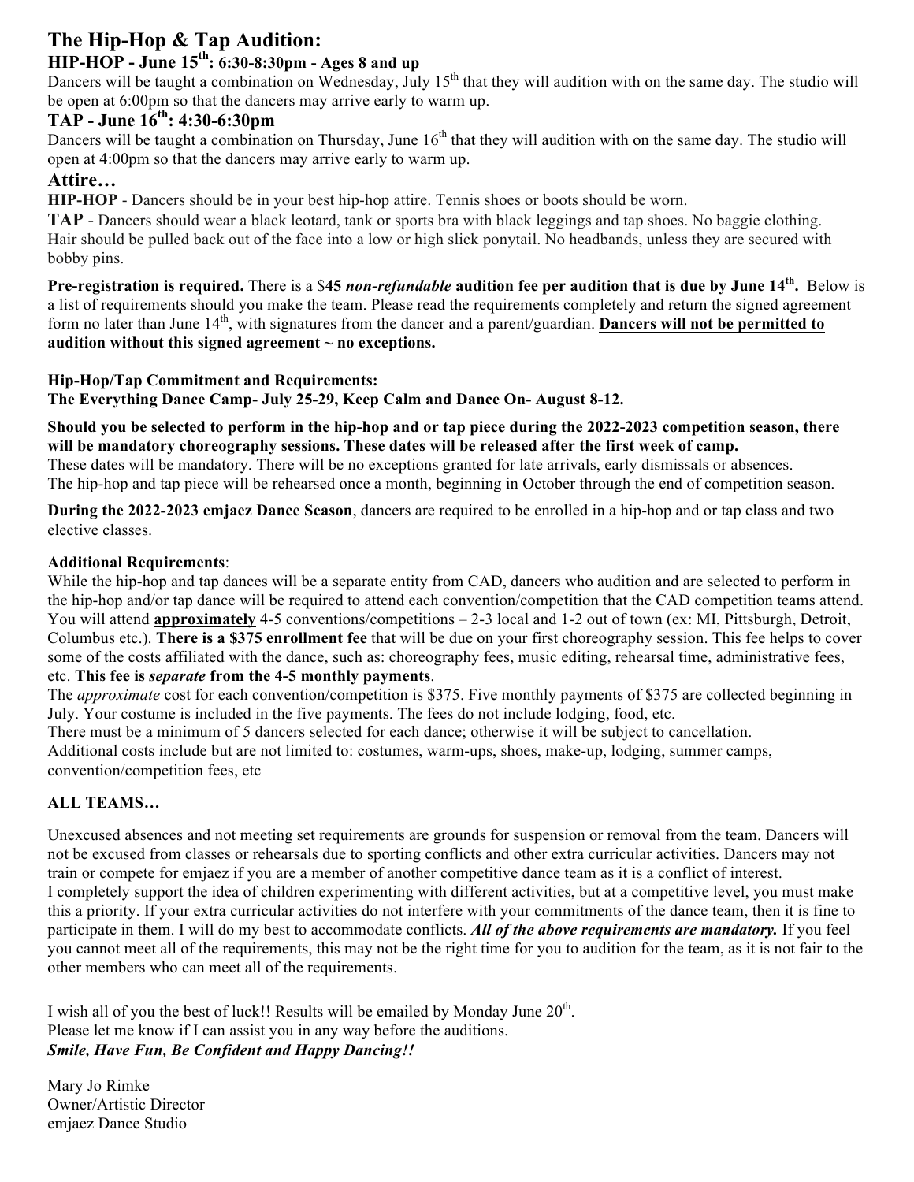# The Hip-Hop & Tap Audition:

## HIP-HOP - June 15th: 6:30-8:30pm - Ages 8 and up

Dancers will be taught a combination on Wednesday, July 15th that they will audition with on the same day. The studio will be open at 6:00pm so that the dancers may arrive early to warm up.

## TAP - June 16th: 4:30-6:30pm

Dancers will be taught a combination on Thursday, June 16th that they will audition with on the same day. The studio will open at 4:00pm so that the dancers may arrive early to warm up.

## Attire…

**HIP-HOP** - Dancers should be in your best hip-hop attire. Tennis shoes or boots should be worn.

**TAP** - Dancers should wear a black leotard, tank or sports bra with black leggings and tap shoes. No baggie clothing. Hair should be pulled back out of the face into a low or high slick ponytail. No headbands, unless they are secured with bobby pins.

**Pre-registration is required.** There is a $**45 *non-refundable* audition fee per audition that is due by June 14th.** Below is a list of requirements should you make the team. Please read the requirements completely and return the signed agreement form no later than June 14th, with signatures from the dancer and a parent/guardian. **Dancers will not be permitted to audition without this signed agreement ~ no exceptions.**

**Hip-Hop/Tap Commitment and Requirements:**
**The Everything Dance Camp- July 25-29, Keep Calm and Dance On- August 8-12.**

**Should you be selected to perform in the hip-hop and or tap piece during the 2022-2023 competition season, there will be mandatory choreography sessions. These dates will be released after the first week of camp.**
These dates will be mandatory. There will be no exceptions granted for late arrivals, early dismissals or absences.
The hip-hop and tap piece will be rehearsed once a month, beginning in October through the end of competition season.

**During the 2022-2023 emjaez Dance Season**, dancers are required to be enrolled in a hip-hop and or tap class and two elective classes.

**Additional Requirements**:
While the hip-hop and tap dances will be a separate entity from CAD, dancers who audition and are selected to perform in the hip-hop and/or tap dance will be required to attend each convention/competition that the CAD competition teams attend. You will attend **approximately** 4-5 conventions/competitions – 2-3 local and 1-2 out of town (ex: MI, Pittsburgh, Detroit, Columbus etc.). **There is a $375 enrollment fee** that will be due on your first choreography session. This fee helps to cover some of the costs affiliated with the dance, such as: choreography fees, music editing, rehearsal time, administrative fees, etc. **This fee is *separate* from the 4-5 monthly payments**.
The *approximate* cost for each convention/competition is $375. Five monthly payments of $375 are collected beginning in July. Your costume is included in the five payments. The fees do not include lodging, food, etc.
There must be a minimum of 5 dancers selected for each dance; otherwise it will be subject to cancellation.
Additional costs include but are not limited to: costumes, warm-ups, shoes, make-up, lodging, summer camps, convention/competition fees, etc

**ALL TEAMS…**

Unexcused absences and not meeting set requirements are grounds for suspension or removal from the team. Dancers will not be excused from classes or rehearsals due to sporting conflicts and other extra curricular activities. Dancers may not train or compete for emjaez if you are a member of another competitive dance team as it is a conflict of interest.
I completely support the idea of children experimenting with different activities, but at a competitive level, you must make this a priority. If your extra curricular activities do not interfere with your commitments of the dance team, then it is fine to participate in them. I will do my best to accommodate conflicts. ***All of the above requirements are mandatory.*** If you feel you cannot meet all of the requirements, this may not be the right time for you to audition for the team, as it is not fair to the other members who can meet all of the requirements.

I wish all of you the best of luck!! Results will be emailed by Monday June 20th.
Please let me know if I can assist you in any way before the auditions.
***Smile, Have Fun, Be Confident and Happy Dancing!!***

Mary Jo Rimke
Owner/Artistic Director
emjaez Dance Studio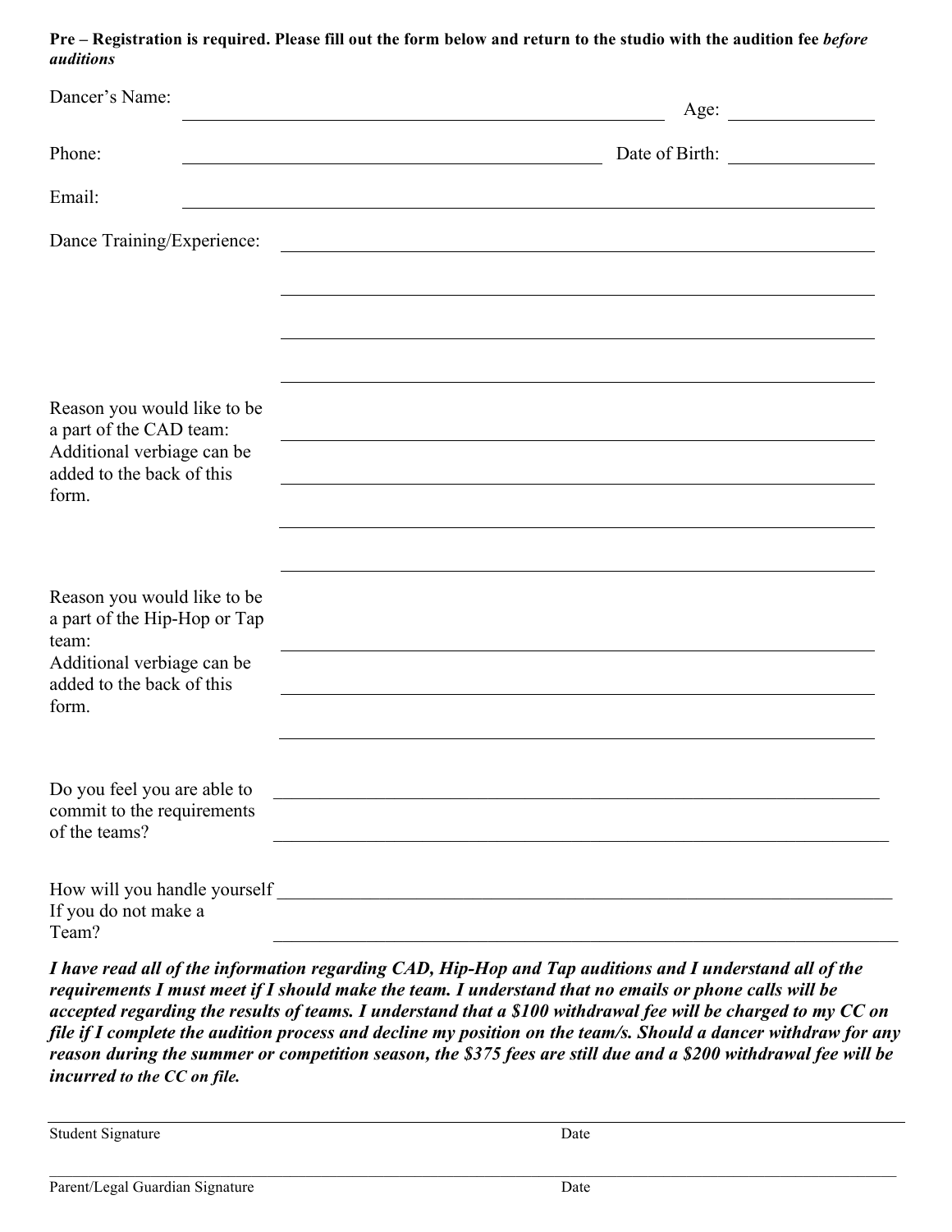**Pre – Registration is required. Please fill out the form below and return to the studio with the audition fee *before auditions***

Dancer's Name: ______________________________________________ Age: ______________

Phone: ______________________________________________ Date of Birth: ______________

Email: ______________________________________________________________________

Dance Training/Experience: ______________________________________________________

______________________________________________________

______________________________________________________

______________________________________________________

Reason you would like to be a part of the CAD team: Additional verbiage can be added to the back of this form.

______________________________________________________

______________________________________________________

______________________________________________________

______________________________________________________

Reason you would like to be a part of the Hip-Hop or Tap team: Additional verbiage can be added to the back of this form.

______________________________________________________

______________________________________________________

______________________________________________________

Do you feel you are able to commit to the requirements of the teams?

______________________________________________________

______________________________________________________

How will you handle yourself If you do not make a Team?

______________________________________________________

______________________________________________________

***I have read all of the information regarding CAD, Hip-Hop and Tap auditions and I understand all of the requirements I must meet if I should make the team. I understand that no emails or phone calls will be accepted regarding the results of teams. I understand that a $100 withdrawal fee will be charged to my CC on file if I complete the audition process and decline my position on the team/s. Should a dancer withdraw for any reason during the summer or competition season, the $375 fees are still due and a $200 withdrawal fee will be incurred to the CC on file.***

______________________________________________________

Student Signature Date

______________________________________________________

Parent/Legal Guardian Signature Date